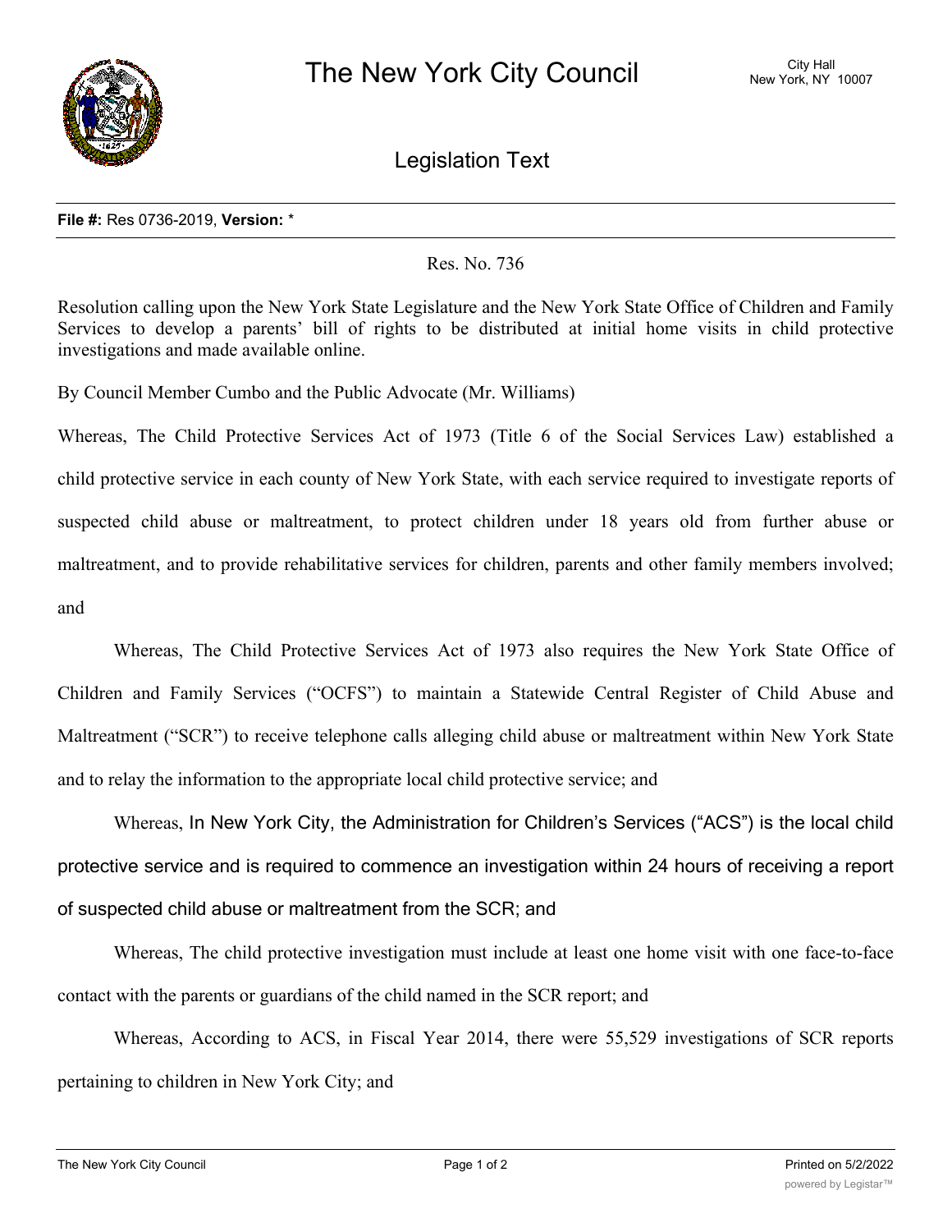# The New York City Council

City Hall
New York, NY 10007

## Legislation Text

**File #:** Res 0736-2019, **Version:** *

Res. No. 736

Resolution calling upon the New York State Legislature and the New York State Office of Children and Family Services to develop a parents' bill of rights to be distributed at initial home visits in child protective investigations and made available online.

By Council Member Cumbo and the Public Advocate (Mr. Williams)

Whereas, The Child Protective Services Act of 1973 (Title 6 of the Social Services Law) established a child protective service in each county of New York State, with each service required to investigate reports of suspected child abuse or maltreatment, to protect children under 18 years old from further abuse or maltreatment, and to provide rehabilitative services for children, parents and other family members involved; and

Whereas, The Child Protective Services Act of 1973 also requires the New York State Office of Children and Family Services ("OCFS") to maintain a Statewide Central Register of Child Abuse and Maltreatment ("SCR") to receive telephone calls alleging child abuse or maltreatment within New York State and to relay the information to the appropriate local child protective service; and

Whereas, In New York City, the Administration for Children's Services ("ACS") is the local child protective service and is required to commence an investigation within 24 hours of receiving a report of suspected child abuse or maltreatment from the SCR; and

Whereas, The child protective investigation must include at least one home visit with one face-to-face contact with the parents or guardians of the child named in the SCR report; and

Whereas, According to ACS, in Fiscal Year 2014, there were 55,529 investigations of SCR reports pertaining to children in New York City; and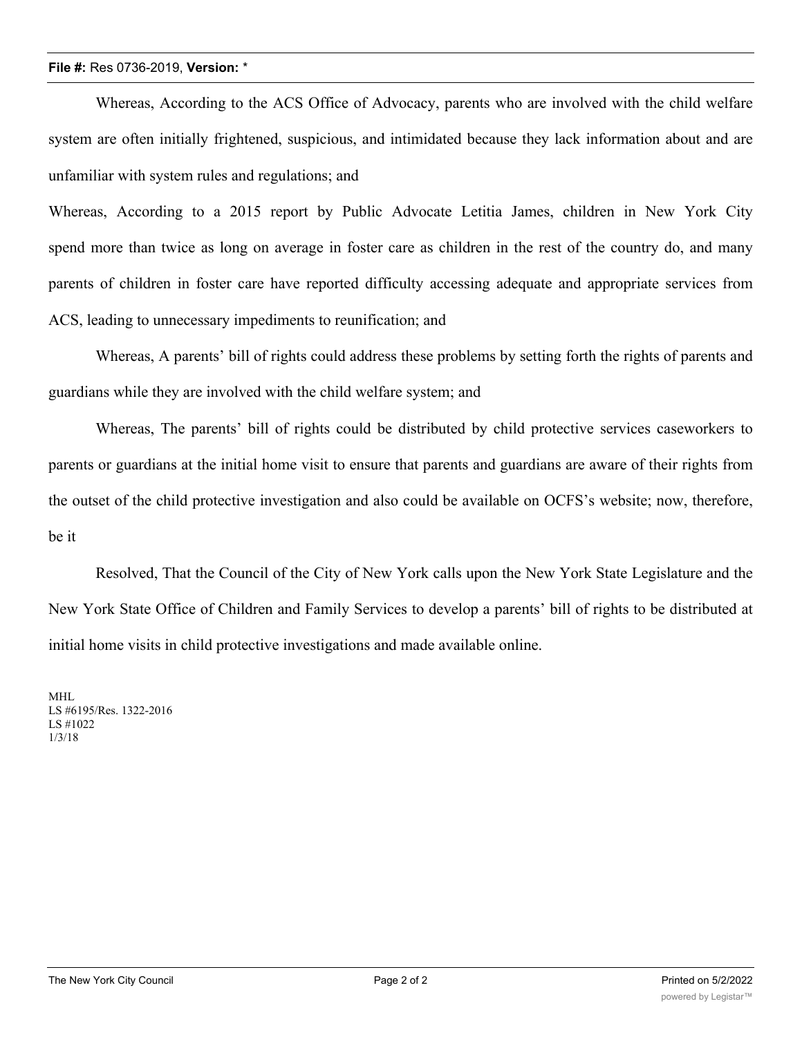Whereas, According to the ACS Office of Advocacy, parents who are involved with the child welfare system are often initially frightened, suspicious, and intimidated because they lack information about and are unfamiliar with system rules and regulations; and

Whereas, According to a 2015 report by Public Advocate Letitia James, children in New York City spend more than twice as long on average in foster care as children in the rest of the country do, and many parents of children in foster care have reported difficulty accessing adequate and appropriate services from ACS, leading to unnecessary impediments to reunification; and

Whereas, A parents' bill of rights could address these problems by setting forth the rights of parents and guardians while they are involved with the child welfare system; and

Whereas, The parents' bill of rights could be distributed by child protective services caseworkers to parents or guardians at the initial home visit to ensure that parents and guardians are aware of their rights from the outset of the child protective investigation and also could be available on OCFS's website; now, therefore, be it

Resolved, That the Council of the City of New York calls upon the New York State Legislature and the New York State Office of Children and Family Services to develop a parents' bill of rights to be distributed at initial home visits in child protective investigations and made available online.

MHL
LS #6195/Res. 1322-2016
LS #1022
1/3/18